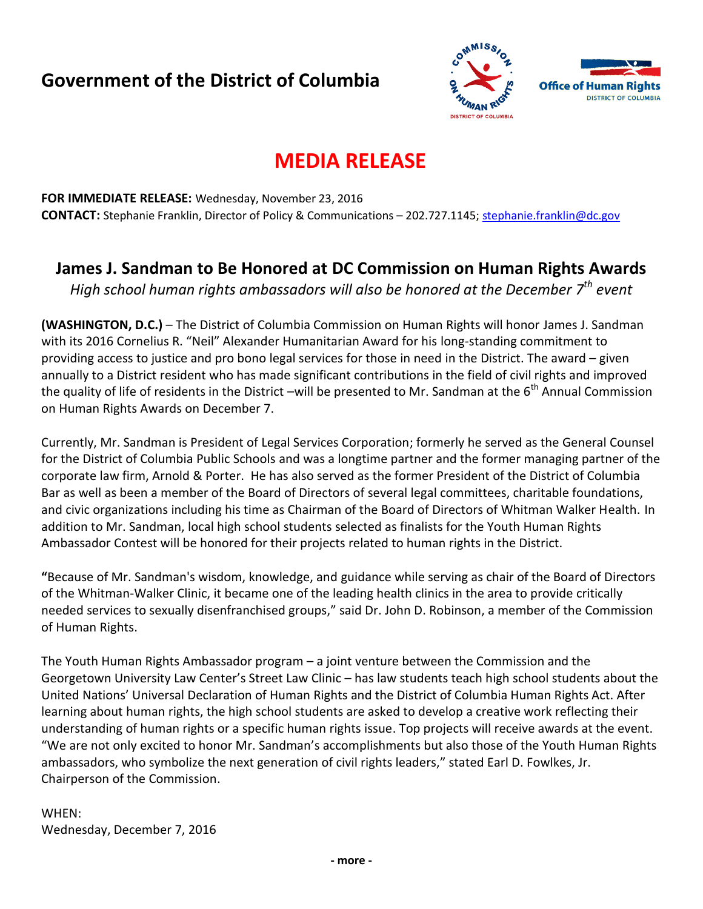**Government of the District of Columbia**

# MEDIA RELEASE

**FOR IMMEDIATE RELEASE:** Wednesday, November 23, 2016
**CONTACT:** Stephanie Franklin, Director of Policy & Communications – 202.727.1145; stephanie.franklin@dc.gov

## James J. Sandman to Be Honored at DC Commission on Human Rights Awards

*High school human rights ambassadors will also be honored at the December 7th event*

**(WASHINGTON, D.C.)** – The District of Columbia Commission on Human Rights will honor James J. Sandman with its 2016 Cornelius R. "Neil" Alexander Humanitarian Award for his long-standing commitment to providing access to justice and pro bono legal services for those in need in the District. The award – given annually to a District resident who has made significant contributions in the field of civil rights and improved the quality of life of residents in the District –will be presented to Mr. Sandman at the 6th Annual Commission on Human Rights Awards on December 7.

Currently, Mr. Sandman is President of Legal Services Corporation; formerly he served as the General Counsel for the District of Columbia Public Schools and was a longtime partner and the former managing partner of the corporate law firm, Arnold & Porter. He has also served as the former President of the District of Columbia Bar as well as been a member of the Board of Directors of several legal committees, charitable foundations, and civic organizations including his time as Chairman of the Board of Directors of Whitman Walker Health. In addition to Mr. Sandman, local high school students selected as finalists for the Youth Human Rights Ambassador Contest will be honored for their projects related to human rights in the District.

**"**Because of Mr. Sandman's wisdom, knowledge, and guidance while serving as chair of the Board of Directors of the Whitman-Walker Clinic, it became one of the leading health clinics in the area to provide critically needed services to sexually disenfranchised groups," said Dr. John D. Robinson, a member of the Commission of Human Rights.

The Youth Human Rights Ambassador program – a joint venture between the Commission and the Georgetown University Law Center's Street Law Clinic – has law students teach high school students about the United Nations' Universal Declaration of Human Rights and the District of Columbia Human Rights Act. After learning about human rights, the high school students are asked to develop a creative work reflecting their understanding of human rights or a specific human rights issue. Top projects will receive awards at the event. "We are not only excited to honor Mr. Sandman's accomplishments but also those of the Youth Human Rights ambassadors, who symbolize the next generation of civil rights leaders," stated Earl D. Fowlkes, Jr. Chairperson of the Commission.

WHEN:
Wednesday, December 7, 2016

**- more -**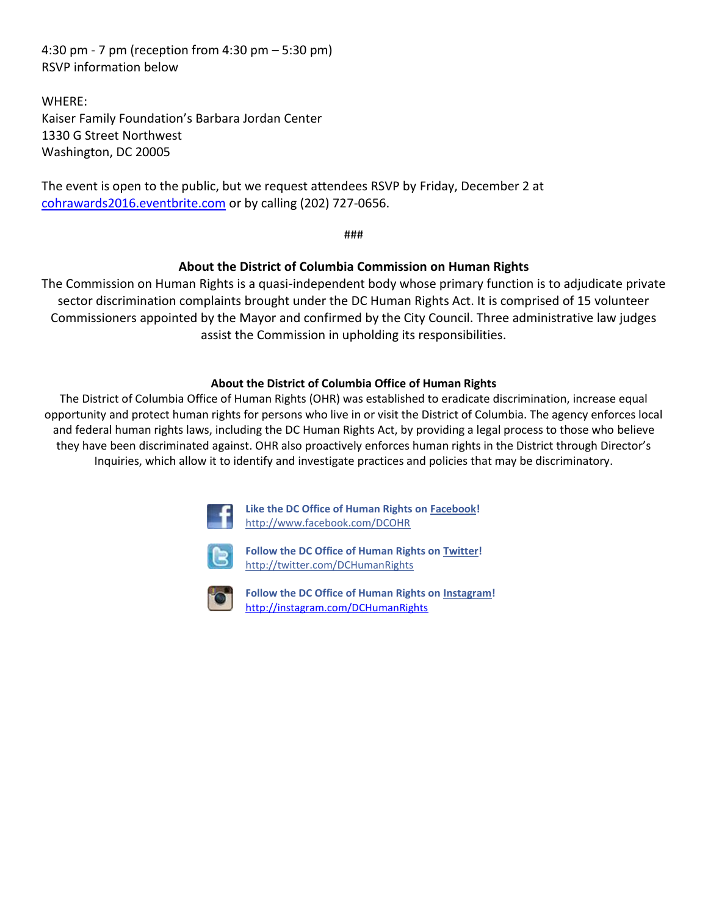4:30 pm - 7 pm (reception from 4:30 pm – 5:30 pm)
RSVP information below

WHERE:
Kaiser Family Foundation's Barbara Jordan Center
1330 G Street Northwest
Washington, DC 20005

The event is open to the public, but we request attendees RSVP by Friday, December 2 at cohrawards2016.eventbrite.com or by calling (202) 727-0656.

###

**About the District of Columbia Commission on Human Rights**

The Commission on Human Rights is a quasi-independent body whose primary function is to adjudicate private sector discrimination complaints brought under the DC Human Rights Act. It is comprised of 15 volunteer Commissioners appointed by the Mayor and confirmed by the City Council. Three administrative law judges assist the Commission in upholding its responsibilities.

**About the District of Columbia Office of Human Rights**

The District of Columbia Office of Human Rights (OHR) was established to eradicate discrimination, increase equal opportunity and protect human rights for persons who live in or visit the District of Columbia. The agency enforces local and federal human rights laws, including the DC Human Rights Act, by providing a legal process to those who believe they have been discriminated against. OHR also proactively enforces human rights in the District through Director's Inquiries, which allow it to identify and investigate practices and policies that may be discriminatory.

**Like the DC Office of Human Rights on Facebook!**
http://www.facebook.com/DCOHR

**Follow the DC Office of Human Rights on Twitter!**
http://twitter.com/DCHumanRights

**Follow the DC Office of Human Rights on Instagram!**
http://instagram.com/DCHumanRights